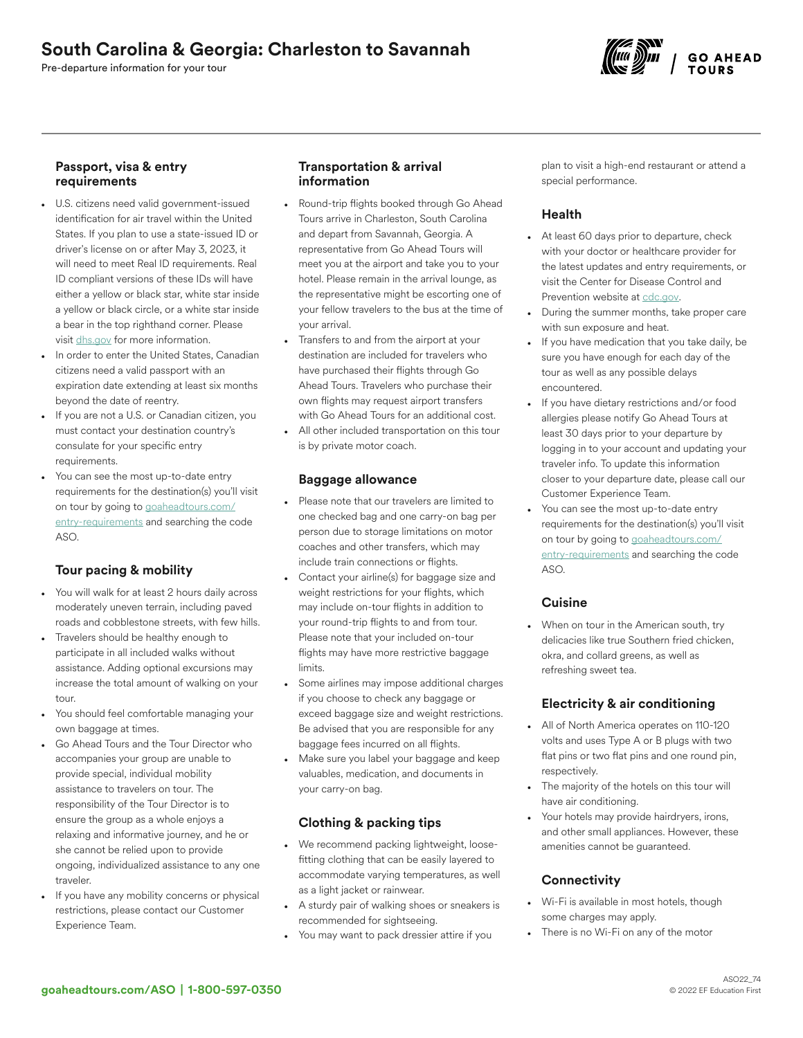# South Carolina & Georgia: Charleston to Savannah

Pre-departure information for your tour

## Passport, visa & entry requirements

- U.S. citizens need valid government-issued identification for air travel within the United States. If you plan to use a state-issued ID or driver's license on or after May 3, 2023, it will need to meet Real ID requirements. Real ID compliant versions of these IDs will have either a yellow or black star, white star inside a yellow or black circle, or a white star inside a bear in the top righthand corner. Please visit dhs.gov for more information.
- In order to enter the United States, Canadian citizens need a valid passport with an expiration date extending at least six months beyond the date of reentry.
- If you are not a U.S. or Canadian citizen, you must contact your destination country's consulate for your specific entry requirements.
- You can see the most up-to-date entry requirements for the destination(s) you'll visit on tour by going to goaheadtours.com/entry-requirements and searching the code ASO.

## Tour pacing & mobility

- You will walk for at least 2 hours daily across moderately uneven terrain, including paved roads and cobblestone streets, with few hills.
- Travelers should be healthy enough to participate in all included walks without assistance. Adding optional excursions may increase the total amount of walking on your tour.
- You should feel comfortable managing your own baggage at times.
- Go Ahead Tours and the Tour Director who accompanies your group are unable to provide special, individual mobility assistance to travelers on tour. The responsibility of the Tour Director is to ensure the group as a whole enjoys a relaxing and informative journey, and he or she cannot be relied upon to provide ongoing, individualized assistance to any one traveler.
- If you have any mobility concerns or physical restrictions, please contact our Customer Experience Team.

## Transportation & arrival information

- Round-trip flights booked through Go Ahead Tours arrive in Charleston, South Carolina and depart from Savannah, Georgia. A representative from Go Ahead Tours will meet you at the airport and take you to your hotel. Please remain in the arrival lounge, as the representative might be escorting one of your fellow travelers to the bus at the time of your arrival.
- Transfers to and from the airport at your destination are included for travelers who have purchased their flights through Go Ahead Tours. Travelers who purchase their own flights may request airport transfers with Go Ahead Tours for an additional cost.
- All other included transportation on this tour is by private motor coach.

## Baggage allowance

- Please note that our travelers are limited to one checked bag and one carry-on bag per person due to storage limitations on motor coaches and other transfers, which may include train connections or flights.
- Contact your airline(s) for baggage size and weight restrictions for your flights, which may include on-tour flights in addition to your round-trip flights to and from tour. Please note that your included on-tour flights may have more restrictive baggage limits.
- Some airlines may impose additional charges if you choose to check any baggage or exceed baggage size and weight restrictions. Be advised that you are responsible for any baggage fees incurred on all flights.
- Make sure you label your baggage and keep valuables, medication, and documents in your carry-on bag.

## Clothing & packing tips

- We recommend packing lightweight, loose-fitting clothing that can be easily layered to accommodate varying temperatures, as well as a light jacket or rainwear.
- A sturdy pair of walking shoes or sneakers is recommended for sightseeing.
- You may want to pack dressier attire if you plan to visit a high-end restaurant or attend a special performance.

## Health

- At least 60 days prior to departure, check with your doctor or healthcare provider for the latest updates and entry requirements, or visit the Center for Disease Control and Prevention website at cdc.gov.
- During the summer months, take proper care with sun exposure and heat.
- If you have medication that you take daily, be sure you have enough for each day of the tour as well as any possible delays encountered.
- If you have dietary restrictions and/or food allergies please notify Go Ahead Tours at least 30 days prior to your departure by logging in to your account and updating your traveler info. To update this information closer to your departure date, please call our Customer Experience Team.
- You can see the most up-to-date entry requirements for the destination(s) you'll visit on tour by going to goaheadtours.com/entry-requirements and searching the code ASO.

## Cuisine

- When on tour in the American south, try delicacies like true Southern fried chicken, okra, and collard greens, as well as refreshing sweet tea.

## Electricity & air conditioning

- All of North America operates on 110-120 volts and uses Type A or B plugs with two flat pins or two flat pins and one round pin, respectively.
- The majority of the hotels on this tour will have air conditioning.
- Your hotels may provide hairdryers, irons, and other small appliances. However, these amenities cannot be guaranteed.

## Connectivity

- Wi-Fi is available in most hotels, though some charges may apply.
- There is no Wi-Fi on any of the motor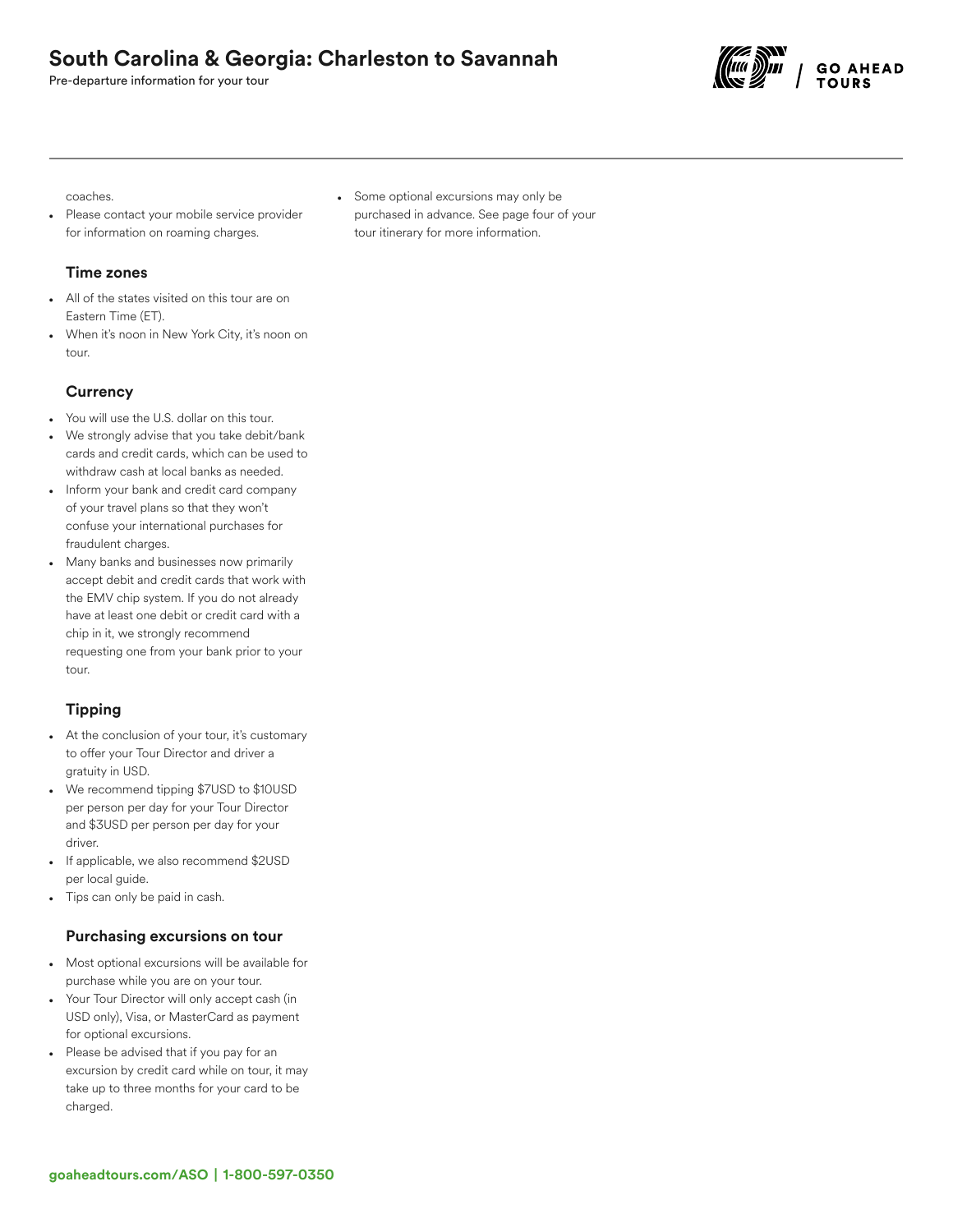coaches.

- Please contact your mobile service provider for information on roaming charges.

### Time zones

- All of the states visited on this tour are on Eastern Time (ET).
- When it's noon in New York City, it's noon on tour.

### Currency

- You will use the U.S. dollar on this tour.
- We strongly advise that you take debit/bank cards and credit cards, which can be used to withdraw cash at local banks as needed.
- Inform your bank and credit card company of your travel plans so that they won't confuse your international purchases for fraudulent charges.
- Many banks and businesses now primarily accept debit and credit cards that work with the EMV chip system. If you do not already have at least one debit or credit card with a chip in it, we strongly recommend requesting one from your bank prior to your tour.

### Tipping

- At the conclusion of your tour, it's customary to offer your Tour Director and driver a gratuity in USD.
- We recommend tipping $7USD to $10USD per person per day for your Tour Director and $3USD per person per day for your driver.
- If applicable, we also recommend $2USD per local guide.
- Tips can only be paid in cash.

### Purchasing excursions on tour

- Most optional excursions will be available for purchase while you are on your tour.
- Your Tour Director will only accept cash (in USD only), Visa, or MasterCard as payment for optional excursions.
- Please be advised that if you pay for an excursion by credit card while on tour, it may take up to three months for your card to be charged.
- Some optional excursions may only be purchased in advance. See page four of your tour itinerary for more information.